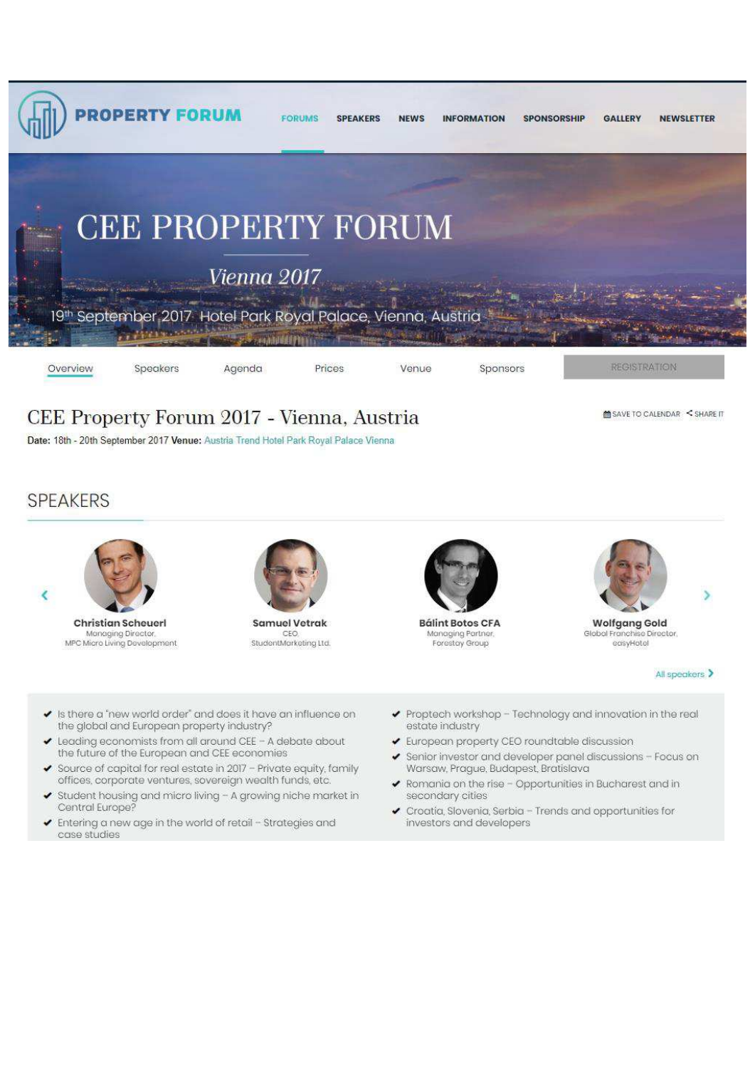PROPERTY FORUM

FORUMS SPEAKERS NEWS INFORMATION SPONSORSHIP GALLERY NEWSLETTER

# CEE PROPERTY FORUM

*Vienna 2017*

19th September 2017 Hotel Park Royal Palace, Vienna, Austria

Overview | Speakers | Agenda | Prices | Venue | Sponsors | REGISTRATION

## CEE Property Forum 2017 - Vienna, Austria

SAVE TO CALENDAR | SHARE IT

**Date:** 18th - 20th September 2017 **Venue:** Austria Trend Hotel Park Royal Palace Vienna

## SPEAKERS

**Christian Scheuerl**
Managing Director,
MPC Micro Living Development

**Samuel Vetrak**
CEO,
StudentMarketing Ltd.

**Bálint Botos CFA**
Managing Partner,
Forestay Group

**Wolfgang Gold**
Global Franchise Director,
easyHotel

All speakers

- Is there a "new world order" and does it have an influence on the global and European property industry?
- Leading economists from all around CEE – A debate about the future of the European and CEE economies
- Source of capital for real estate in 2017 – Private equity, family offices, corporate ventures, sovereign wealth funds, etc.
- Student housing and micro living – A growing niche market in Central Europe?
- Entering a new age in the world of retail – Strategies and case studies
- Proptech workshop – Technology and innovation in the real estate industry
- European property CEO roundtable discussion
- Senior investor and developer panel discussions – Focus on Warsaw, Prague, Budapest, Bratislava
- Romania on the rise – Opportunities in Bucharest and in secondary cities
- Croatia, Slovenia, Serbia – Trends and opportunities for investors and developers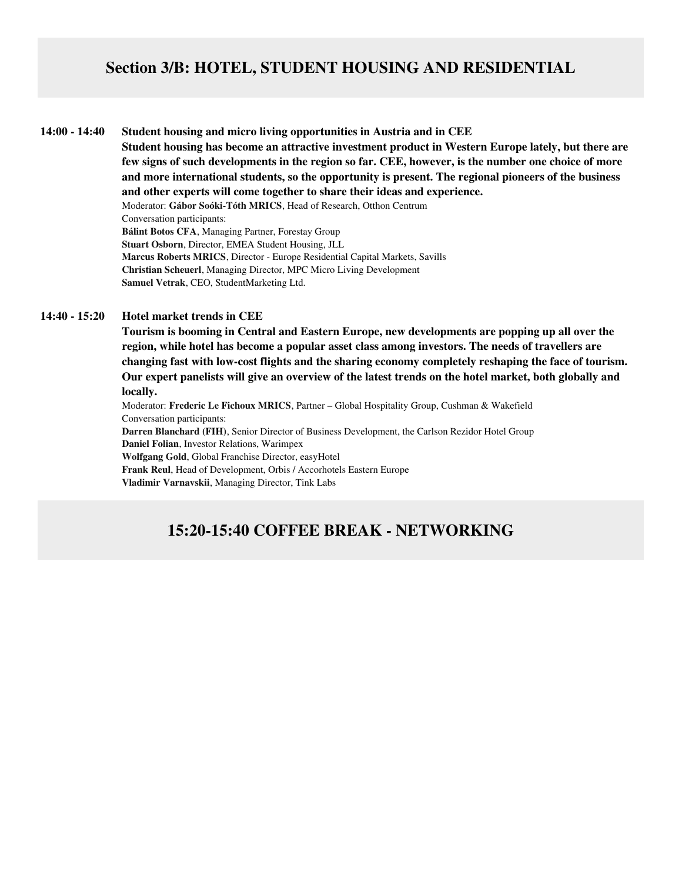## Section 3/B: HOTEL, STUDENT HOUSING AND RESIDENTIAL

**14:00 - 14:40** **Student housing and micro living opportunities in Austria and in CEE**

**Student housing has become an attractive investment product in Western Europe lately, but there are few signs of such developments in the region so far. CEE, however, is the number one choice of more and more international students, so the opportunity is present. The regional pioneers of the business and other experts will come together to share their ideas and experience.**

Moderator: **Gábor Soóki-Tóth MRICS**, Head of Research, Otthon Centrum

Conversation participants:

**Bálint Botos CFA**, Managing Partner, Forestay Group
**Stuart Osborn**, Director, EMEA Student Housing, JLL
**Marcus Roberts MRICS**, Director - Europe Residential Capital Markets, Savills
**Christian Scheuerl**, Managing Director, MPC Micro Living Development
**Samuel Vetrak**, CEO, StudentMarketing Ltd.

**14:40 - 15:20** **Hotel market trends in CEE**

**Tourism is booming in Central and Eastern Europe, new developments are popping up all over the region, while hotel has become a popular asset class among investors. The needs of travellers are changing fast with low-cost flights and the sharing economy completely reshaping the face of tourism. Our expert panelists will give an overview of the latest trends on the hotel market, both globally and locally.**

Moderator: **Frederic Le Fichoux MRICS**, Partner – Global Hospitality Group, Cushman & Wakefield

Conversation participants:

**Darren Blanchard (FIH)**, Senior Director of Business Development, the Carlson Rezidor Hotel Group
**Daniel Folian**, Investor Relations, Warimpex
**Wolfgang Gold**, Global Franchise Director, easyHotel
**Frank Reul**, Head of Development, Orbis / Accorhotels Eastern Europe
**Vladimir Varnavskii**, Managing Director, Tink Labs

## 15:20-15:40 COFFEE BREAK - NETWORKING